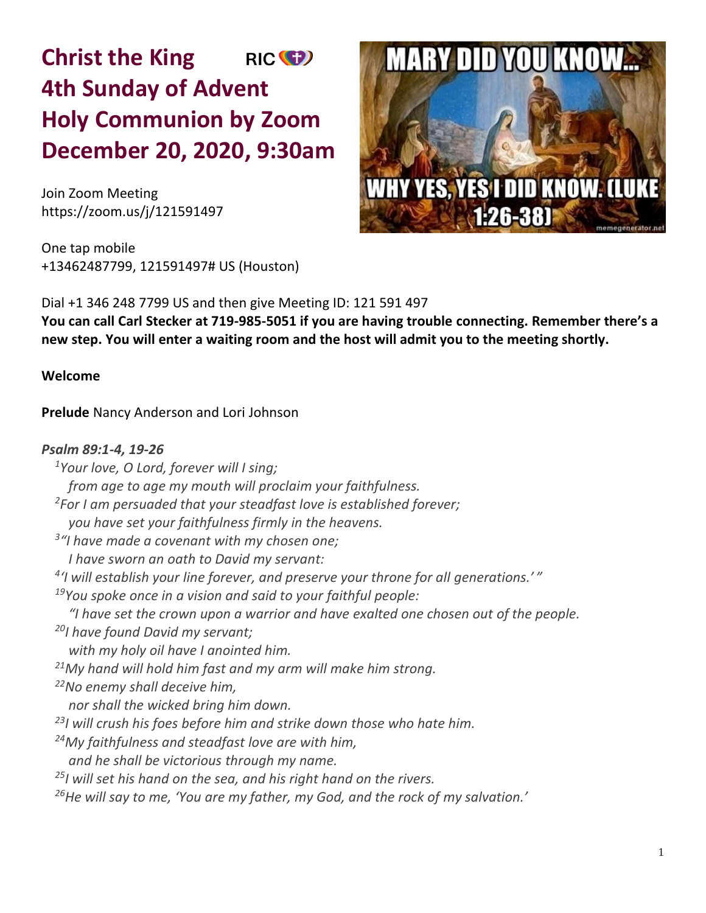# Christ the King RIC
# 4th Sunday of Advent
# Holy Communion by Zoom
# December 20, 2020, 9:30am

Join Zoom Meeting
https://zoom.us/j/121591497

One tap mobile
+13462487799, 121591497# US (Houston)

Dial +1 346 248 7799 US and then give Meeting ID: 121 591 497
**You can call Carl Stecker at 719-985-5051 if you are having trouble connecting. Remember there's a new step. You will enter a waiting room and the host will admit you to the meeting shortly.**

**Welcome**

**Prelude** Nancy Anderson and Lori Johnson

***Psalm 89:1-4, 19-26***

*1 Your love, O Lord, forever will I sing;*
*from age to age my mouth will proclaim your faithfulness.*
*2 For I am persuaded that your steadfast love is established forever;*
*you have set your faithfulness firmly in the heavens.*
*3 "I have made a covenant with my chosen one;*
*I have sworn an oath to David my servant:*
*4 'I will establish your line forever, and preserve your throne for all generations.' "*
*19 You spoke once in a vision and said to your faithful people:*
*"I have set the crown upon a warrior and have exalted one chosen out of the people.*
*20 I have found David my servant;*
*with my holy oil have I anointed him.*
*21 My hand will hold him fast and my arm will make him strong.*
*22 No enemy shall deceive him,*
*nor shall the wicked bring him down.*
*23 I will crush his foes before him and strike down those who hate him.*
*24 My faithfulness and steadfast love are with him,*
*and he shall be victorious through my name.*
*25 I will set his hand on the sea, and his right hand on the rivers.*
*26 He will say to me, 'You are my father, my God, and the rock of my salvation.'*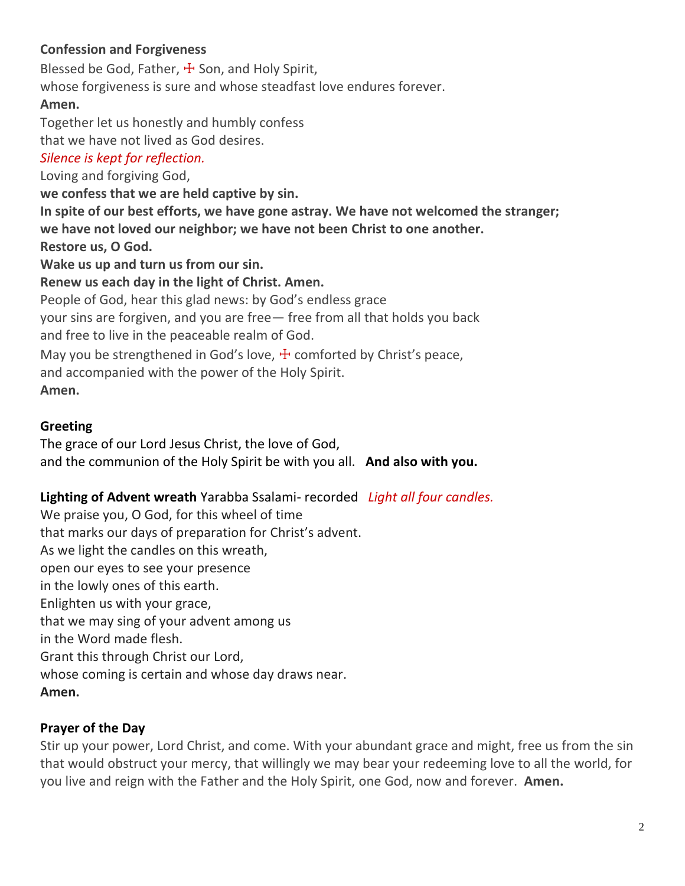**Confession and Forgiveness**

Blessed be God, Father, ☩ Son, and Holy Spirit,
whose forgiveness is sure and whose steadfast love endures forever.
**Amen.**

Together let us honestly and humbly confess
that we have not lived as God desires.

*Silence is kept for reflection.*

Loving and forgiving God,
**we confess that we are held captive by sin.**
**In spite of our best efforts, we have gone astray. We have not welcomed the stranger;**
**we have not loved our neighbor; we have not been Christ to one another.**
**Restore us, O God.**
**Wake us up and turn us from our sin.**
**Renew us each day in the light of Christ. Amen.**

People of God, hear this glad news: by God's endless grace
your sins are forgiven, and you are free— free from all that holds you back
and free to live in the peaceable realm of God.
May you be strengthened in God's love, ☩ comforted by Christ's peace,
and accompanied with the power of the Holy Spirit.
**Amen.**

**Greeting**

The grace of our Lord Jesus Christ, the love of God,
and the communion of the Holy Spirit be with you all. **And also with you.**

**Lighting of Advent wreath** Yarabba Ssalami- recorded *Light all four candles.*

We praise you, O God, for this wheel of time
that marks our days of preparation for Christ's advent.
As we light the candles on this wreath,
open our eyes to see your presence
in the lowly ones of this earth.
Enlighten us with your grace,
that we may sing of your advent among us
in the Word made flesh.
Grant this through Christ our Lord,
whose coming is certain and whose day draws near.
**Amen.**

**Prayer of the Day**

Stir up your power, Lord Christ, and come. With your abundant grace and might, free us from the sin that would obstruct your mercy, that willingly we may bear your redeeming love to all the world, for you live and reign with the Father and the Holy Spirit, one God, now and forever. **Amen.**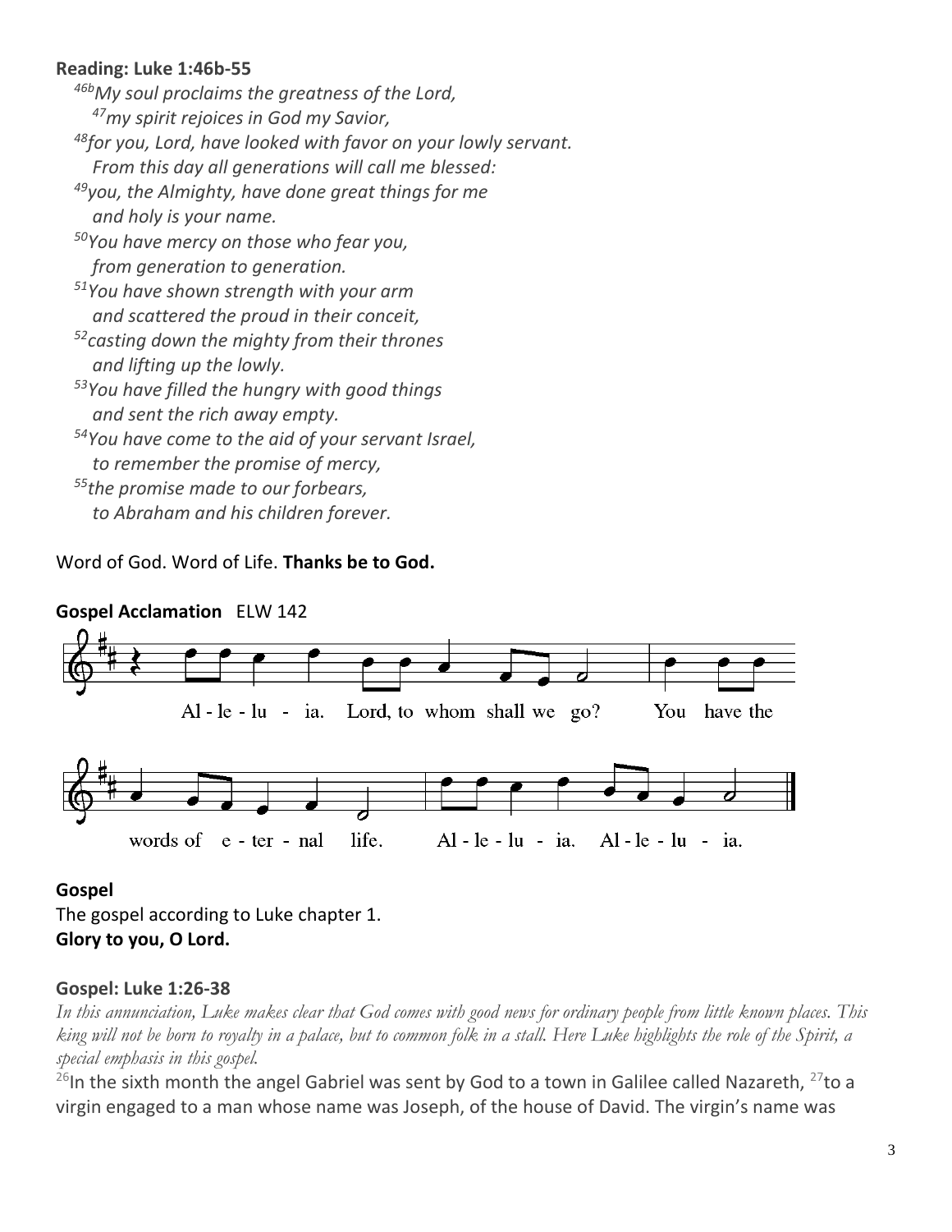**Reading: Luke 1:46b-55**

*[46b]My soul proclaims the greatness of the Lord,*
*[47]my spirit rejoices in God my Savior,*
*[48]for you, Lord, have looked with favor on your lowly servant.*
*From this day all generations will call me blessed:*
*[49]you, the Almighty, have done great things for me*
*and holy is your name.*
*[50]You have mercy on those who fear you,*
*from generation to generation.*
*[51]You have shown strength with your arm*
*and scattered the proud in their conceit,*
*[52]casting down the mighty from their thrones*
*and lifting up the lowly.*
*[53]You have filled the hungry with good things*
*and sent the rich away empty.*
*[54]You have come to the aid of your servant Israel,*
*to remember the promise of mercy,*
*[55]the promise made to our forbears,*
*to Abraham and his children forever.*

Word of God. Word of Life. **Thanks be to God.**

**Gospel Acclamation** ELW 142

Al - le - lu - ia. Lord, to whom shall we go? You have the words of e - ter - nal life. Al - le - lu - ia. Al - le - lu - ia.

**Gospel**

The gospel according to Luke chapter 1.
**Glory to you, O Lord.**

**Gospel: Luke 1:26-38**

*In this annunciation, Luke makes clear that God comes with good news for ordinary people from little known places. This king will not be born to royalty in a palace, but to common folk in a stall. Here Luke highlights the role of the Spirit, a special emphasis in this gospel.*

[26]In the sixth month the angel Gabriel was sent by God to a town in Galilee called Nazareth, [27]to a virgin engaged to a man whose name was Joseph, of the house of David. The virgin's name was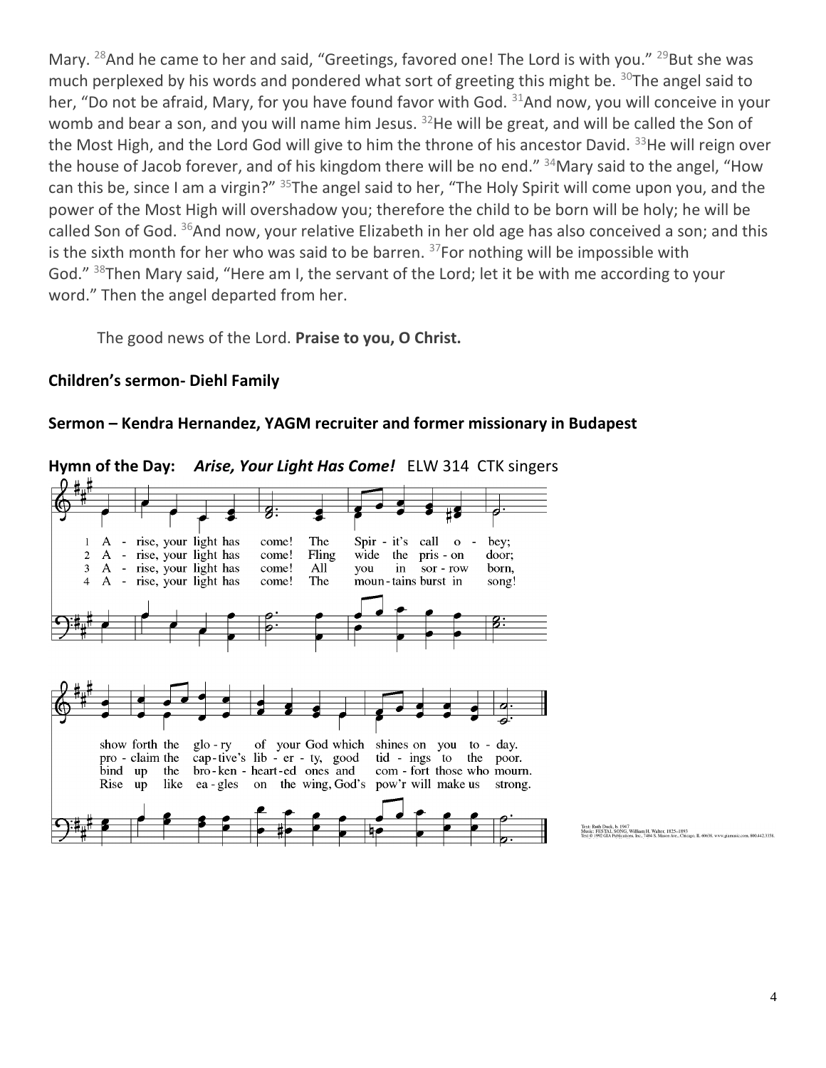Mary. [28]And he came to her and said, "Greetings, favored one! The Lord is with you." [29]But she was much perplexed by his words and pondered what sort of greeting this might be. [30]The angel said to her, "Do not be afraid, Mary, for you have found favor with God. [31]And now, you will conceive in your womb and bear a son, and you will name him Jesus. [32]He will be great, and will be called the Son of the Most High, and the Lord God will give to him the throne of his ancestor David. [33]He will reign over the house of Jacob forever, and of his kingdom there will be no end." [34]Mary said to the angel, "How can this be, since I am a virgin?" [35]The angel said to her, "The Holy Spirit will come upon you, and the power of the Most High will overshadow you; therefore the child to be born will be holy; he will be called Son of God. [36]And now, your relative Elizabeth in her old age has also conceived a son; and this is the sixth month for her who was said to be barren. [37]For nothing will be impossible with God." [38]Then Mary said, "Here am I, the servant of the Lord; let it be with me according to your word." Then the angel departed from her.

The good news of the Lord. **Praise to you, O Christ.**

**Children's sermon- Diehl Family**

**Sermon – Kendra Hernandez, YAGM recruiter and former missionary in Budapest**

**Hymn of the Day:** ***Arise, Your Light Has Come!*** ELW 314 CTK singers

1 Arise, your light has come! The Spirit's call obey; show forth the glory of your God which shines on you today.

2 Arise, your light has come! Fling wide the prison door; proclaim the captive's liberty, good tidings to the poor.

3 Arise, your light has come! All you in sorrow born, bind up the broken-hearted ones and comfort those who mourn.

4 Arise, your light has come! The mountains burst in song! Rise up like eagles on the wing, God's pow'r will make us strong.

Text: Ruth Duck, b. 1947
Music: FESTAL SONG, William H. Walter, 1825–1893
Text © 1992 GIA Publications, Inc., 7404 S. Mason Ave., Chicago, IL 60638. www.giamusic.com. 800.442.3358.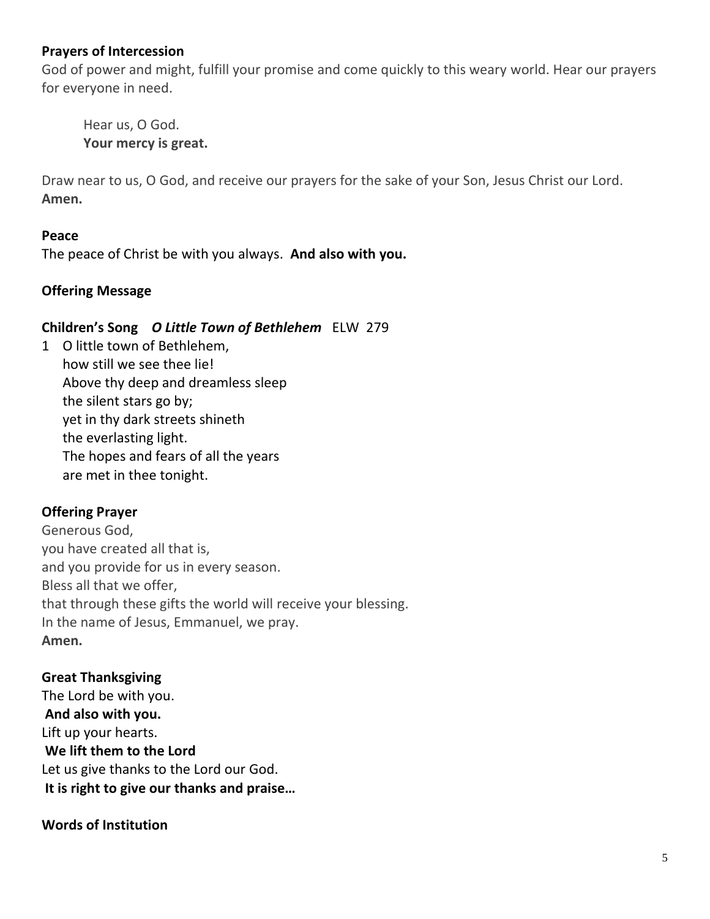**Prayers of Intercession**

God of power and might, fulfill your promise and come quickly to this weary world. Hear our prayers for everyone in need.

> Hear us, O God.
> **Your mercy is great.**

Draw near to us, O God, and receive our prayers for the sake of your Son, Jesus Christ our Lord.
**Amen.**

**Peace**

The peace of Christ be with you always. **And also with you.**

**Offering Message**

**Children's Song** ***O Little Town of Bethlehem*** ELW 279

1 O little town of Bethlehem,
how still we see thee lie!
Above thy deep and dreamless sleep
the silent stars go by;
yet in thy dark streets shineth
the everlasting light.
The hopes and fears of all the years
are met in thee tonight.

**Offering Prayer**

Generous God,
you have created all that is,
and you provide for us in every season.
Bless all that we offer,
that through these gifts the world will receive your blessing.
In the name of Jesus, Emmanuel, we pray.
**Amen.**

**Great Thanksgiving**

The Lord be with you.
**And also with you.**
Lift up your hearts.
**We lift them to the Lord**
Let us give thanks to the Lord our God.
**It is right to give our thanks and praise…**

**Words of Institution**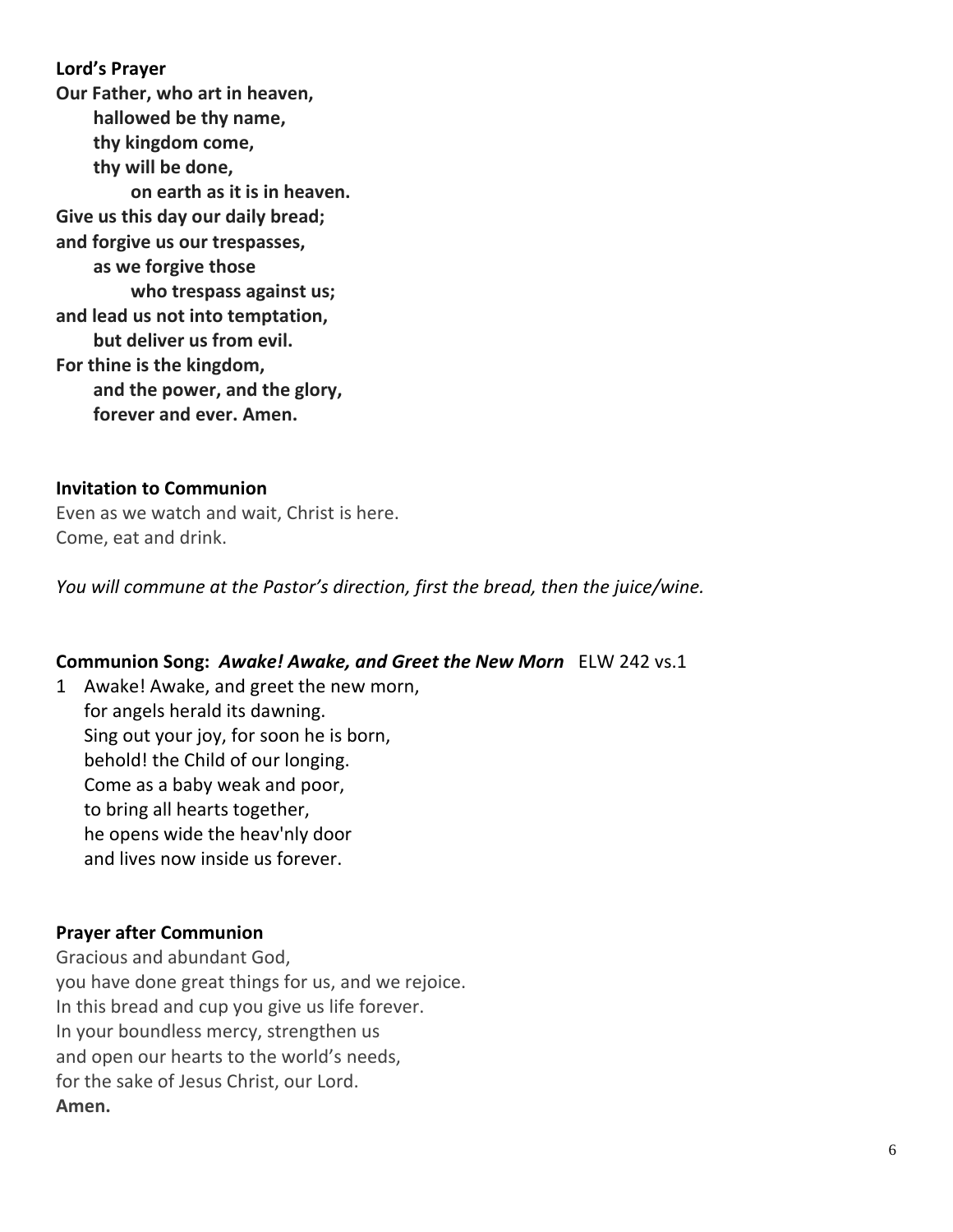**Lord's Prayer**

**Our Father, who art in heaven,**
**hallowed be thy name,**
**thy kingdom come,**
**thy will be done,**
**on earth as it is in heaven.**
**Give us this day our daily bread;**
**and forgive us our trespasses,**
**as we forgive those**
**who trespass against us;**
**and lead us not into temptation,**
**but deliver us from evil.**
**For thine is the kingdom,**
**and the power, and the glory,**
**forever and ever. Amen.**

**Invitation to Communion**

Even as we watch and wait, Christ is here.
Come, eat and drink.

*You will commune at the Pastor's direction, first the bread, then the juice/wine.*

**Communion Song:** ***Awake! Awake, and Greet the New Morn*** ELW 242 vs.1

1 Awake! Awake, and greet the new morn,
for angels herald its dawning.
Sing out your joy, for soon he is born,
behold! the Child of our longing.
Come as a baby weak and poor,
to bring all hearts together,
he opens wide the heav'nly door
and lives now inside us forever.

**Prayer after Communion**

Gracious and abundant God,
you have done great things for us, and we rejoice.
In this bread and cup you give us life forever.
In your boundless mercy, strengthen us
and open our hearts to the world's needs,
for the sake of Jesus Christ, our Lord.
**Amen.**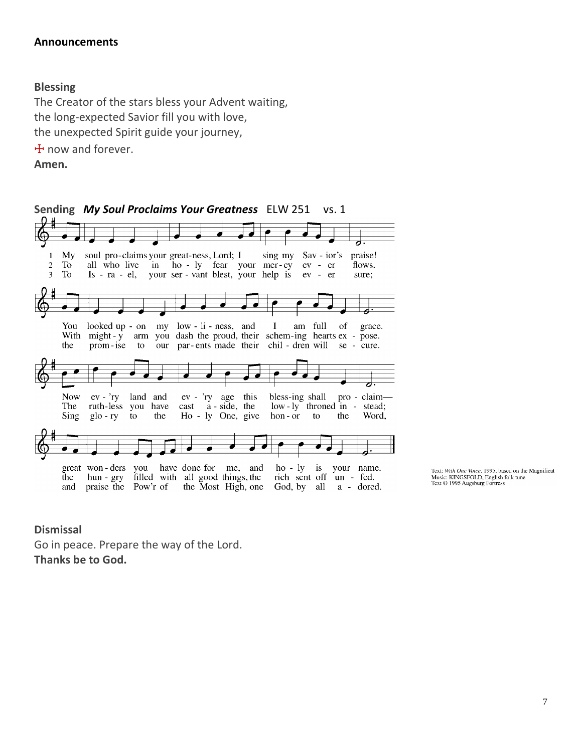**Announcements**

**Blessing**

The Creator of the stars bless your Advent waiting,
the long-expected Savior fill you with love,
the unexpected Spirit guide your journey,
☩ now and forever.
**Amen.**

**Sending** ***My Soul Proclaims Your Greatness*** ELW 251 vs. 1

1 My soul pro-claims your great-ness, Lord; I sing my Sav - ior's praise!
You looked up - on my low - li - ness, and I am full of grace.
Now ev - 'ry land and ev - 'ry age this bless-ing shall pro - claim—
great won - ders you have done for me, and ho - ly is your name.

2 To all who live in ho - ly fear your mer - cy ev - er flows.
With might - y arm you dash the proud, their schem-ing hearts ex - pose.
The ruth-less you have cast a - side, the low - ly throned in - stead;
the hun - gry filled with all good things, the rich sent off un - fed.

3 To Is - ra - el, your ser - vant blest, your help is ev - er sure;
the prom - ise to our par - ents made their chil - dren will se - cure.
Sing glo - ry to the Ho - ly One, give hon - or to the Word,
and praise the Pow'r of the Most High, one God, by all a - dored.

Text: *With One Voice*, 1995, based on the Magnificat
Music: KINGSFOLD, English folk tune
Text © 1995 Augsburg Fortress

**Dismissal**

Go in peace. Prepare the way of the Lord.
**Thanks be to God.**